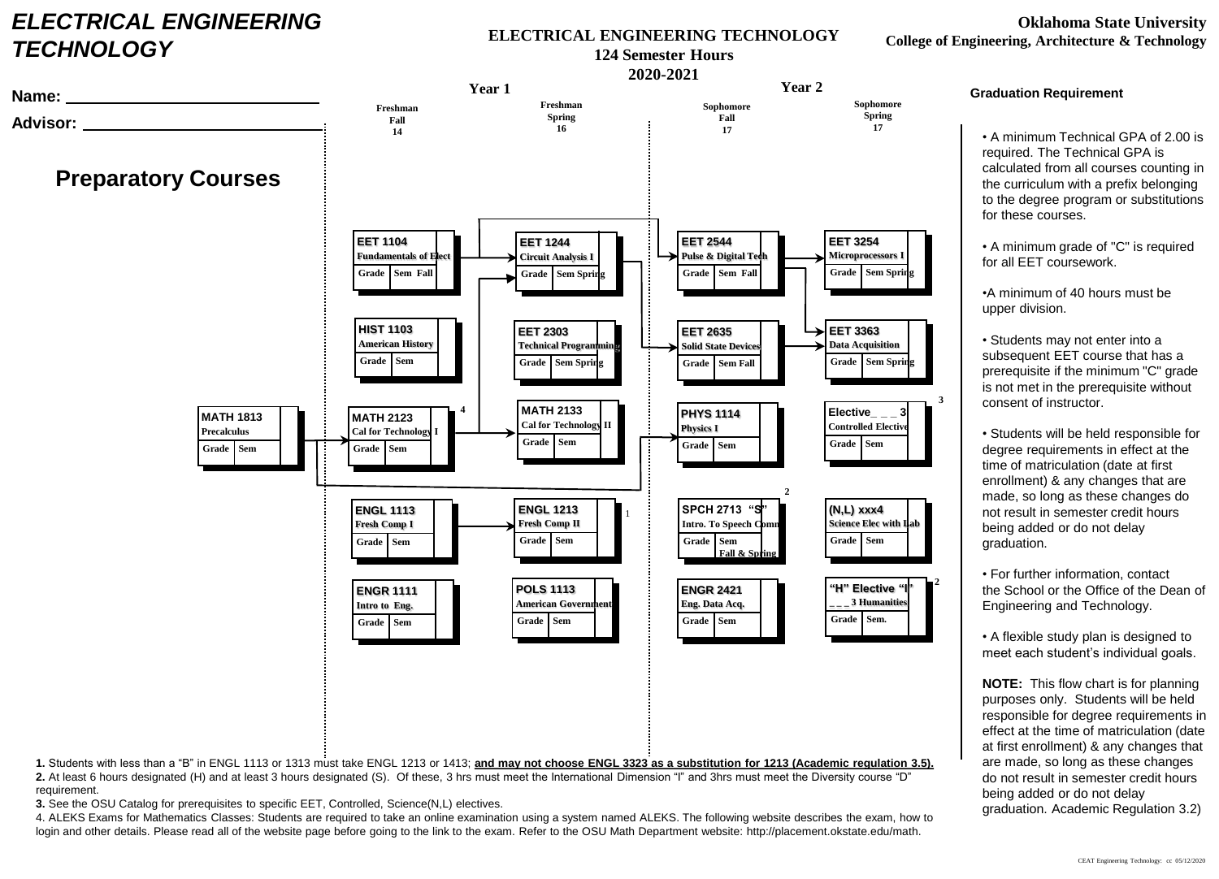# ELECTRICAL ENGINEERING TECHNOLOGY

**ELECTRICAL ENGINEERING TECHNOLOGY**
**124 Semester Hours**
**2020-2021**

**Oklahoma State University**
**College of Engineering, Architecture & Technology**

Name: ____________________________

Advisor: ____________________________

## Preparatory Courses

| Preparatory Courses | Year 1: Freshman Fall (14) | Year 1: Freshman Spring (16) | Year 2: Sophomore Fall (17) | Year 2: Sophomore Spring (17) |
|---|---|---|---|---|
| | **EET 1104** Fundamentals of Elect — Grade, Sem Fall | **EET 1244** Circuit Analysis I — Grade, Sem Spring | **EET 2544** Pulse & Digital Tech — Grade, Sem Fall | **EET 3254** Microprocessors I — Grade, Sem Spring |
| | **HIST 1103** American History — Grade, Sem | **EET 2303** Technical Programming — Grade, Sem Spring | **EET 2635** Solid State Devices — Grade, Sem Fall | **EET 3363** Data Acquisition — Grade, Sem Spring |
| **MATH 1813** Precalculus — Grade, Sem | **MATH 2123** Cal for Technology I — Grade, Sem [4] | **MATH 2133** Cal for Technology II — Grade, Sem | **PHYS 1114** Physics I — Grade, Sem | **Elective_ _ _ 3** Controlled Elective — Grade, Sem [3] |
| | **ENGL 1113** Fresh Comp I — Grade, Sem | **ENGL 1213** Fresh Comp II — Grade, Sem [1] | **SPCH 2713 "S"** Intro. To Speech Comm — Grade, Sem Fall & Spring [2] | **(N,L) xxx4** Science Elec with Lab — Grade, Sem |
| | **ENGR 1111** Intro to Eng. — Grade, Sem | **POLS 1113** American Government — Grade, Sem | **ENGR 2421** Eng. Data Acq. — Grade, Sem | **"H" Elective "I"** _ _ _ 3 Humanities — Grade, Sem. [2] |

**1.** Students with less than a "B" in ENGL 1113 or 1313 must take ENGL 1213 or 1413; **and may not choose ENGL 3323 as a substitution for 1213 (Academic regulation 3.5).**

**2.** At least 6 hours designated (H) and at least 3 hours designated (S). Of these, 3 hrs must meet the International Dimension "I" and 3hrs must meet the Diversity course "D" requirement.

**3.** See the OSU Catalog for prerequisites to specific EET, Controlled, Science(N,L) electives.

4. ALEKS Exams for Mathematics Classes: Students are required to take an online examination using a system named ALEKS. The following website describes the exam, how to login and other details. Please read all of the website page before going to the link to the exam. Refer to the OSU Math Department website: http://placement.okstate.edu/math.

### Graduation Requirement

- A minimum Technical GPA of 2.00 is required. The Technical GPA is calculated from all courses counting in the curriculum with a prefix belonging to the degree program or substitutions for these courses.
- A minimum grade of "C" is required for all EET coursework.
- A minimum of 40 hours must be upper division.
- Students may not enter into a subsequent EET course that has a prerequisite if the minimum "C" grade is not met in the prerequisite without consent of instructor.
- Students will be held responsible for degree requirements in effect at the time of matriculation (date at first enrollment) & any changes that are made, so long as these changes do not result in semester credit hours being added or do not delay graduation.
- For further information, contact the School or the Office of the Dean of Engineering and Technology.
- A flexible study plan is designed to meet each student's individual goals.

**NOTE:** This flow chart is for planning purposes only. Students will be held responsible for degree requirements in effect at the time of matriculation (date at first enrollment) & any changes that are made, so long as these changes do not result in semester credit hours being added or do not delay graduation. Academic Regulation 3.2)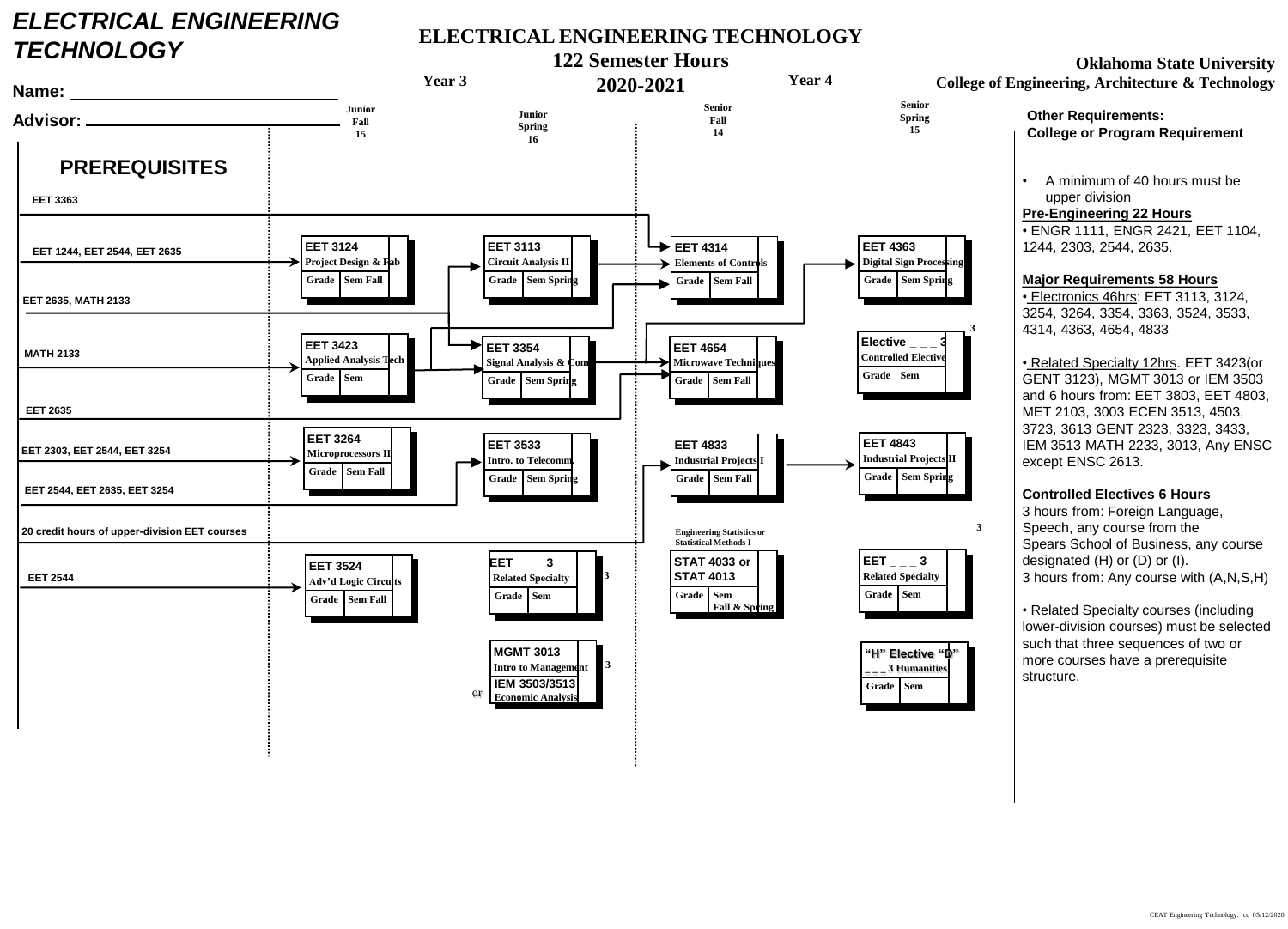# ELECTRICAL ENGINEERING TECHNOLOGY

## ELECTRICAL ENGINEERING TECHNOLOGY
**122 Semester Hours**
**2020-2021**

**Oklahoma State University**
**College of Engineering, Architecture & Technology**

Name: ____________________

Advisor: ____________________

## PREREQUISITES

| Prerequisites | Year 3 – Junior Fall 15 | Year 3 – Junior Spring 16 | Year 4 – Senior Fall 14 | Year 4 – Senior Spring 15 |
|---|---|---|---|---|
| EET 3363 | | | | |
| EET 1244, EET 2544, EET 2635 | EET 3124 Project Design & Fab (Grade, Sem Fall) | EET 3113 Circuit Analysis II (Grade, Sem Spring) | EET 4314 Elements of Controls (Grade, Sem Fall) | EET 4363 Digital Sign Processing (Grade, Sem Spring) |
| EET 2635, MATH 2133 | | | | Elective _ _ _ 3 Controlled Elective (Grade, Sem) |
| MATH 2133 | EET 3423 Applied Analysis Tech (Grade, Sem) | EET 3354 Signal Analysis & Com (Grade, Sem Spring) | EET 4654 Microwave Techniques (Grade, Sem Fall) | |
| EET 2635 | | | | |
| EET 2303, EET 2544, EET 3254 | EET 3264 Microprocessors II (Grade, Sem Fall) | EET 3533 Intro. to Telecomm. (Grade, Sem Spring) | EET 4833 Industrial Projects I (Grade, Sem Fall) | EET 4843 Industrial Projects II (Grade, Sem Spring) |
| EET 2544, EET 2635, EET 3254 | | | | |
| 20 credit hours of upper-division EET courses | | | Engineering Statistics or Statistical Methods I | |
| EET 2544 | EET 3524 Adv'd Logic Circuits (Grade, Sem Fall) | EET _ _ _ 3 Related Specialty (Grade, Sem) | STAT 4033 or STAT 4013 (Grade, Sem Fall & Spring) | EET _ _ _ 3 Related Specialty (Grade, Sem) |
| | | MGMT 3013 Intro to Management 3 or IEM 3503/3513 Economic Analysis | | "H" Elective "D" _ _ _ 3 Humanities (Grade, Sem) |

## Other Requirements:
**College or Program Requirement**

- A minimum of 40 hours must be upper division

**Pre-Engineering 22 Hours**
- ENGR 1111, ENGR 2421, EET 1104, 1244, 2303, 2544, 2635.

**Major Requirements 58 Hours**
- Electronics 46hrs: EET 3113, 3124, 3254, 3264, 3354, 3363, 3524, 3533, 4314, 4363, 4654, 4833
- Related Specialty 12hrs. EET 3423(or GENT 3123), MGMT 3013 or IEM 3503 and 6 hours from: EET 3803, EET 4803, MET 2103, 3003 ECEN 3513, 4503, 3723, 3613 GENT 2323, 3323, 3433, IEM 3513 MATH 2233, 3013, Any ENSC except ENSC 2613.

**Controlled Electives 6 Hours**

3 hours from: Foreign Language, Speech, any course from the Spears School of Business, any course designated (H) or (D) or (I).
3 hours from: Any course with (A,N,S,H)

- Related Specialty courses (including lower-division courses) must be selected such that three sequences of two or more courses have a prerequisite structure.

CEAT Engineering Technology: cc 05/12/2020